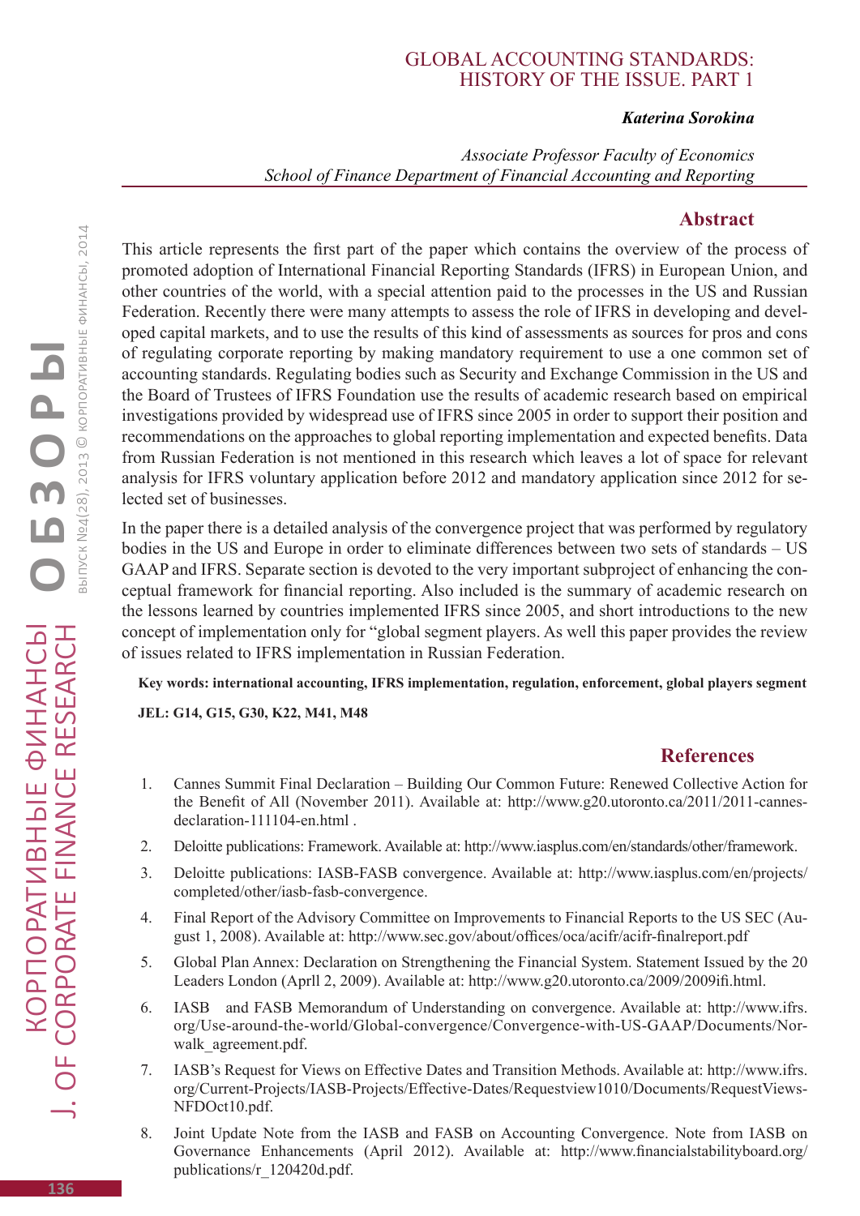# GLOBAL ACCOUNTING STANDARDS: HISTORY OF THE ISSUE. PART 1

***Katerina Sorokina***

*Associate Professor Faculty of Economics*
*School of Finance Department of Financial Accounting and Reporting*

## Abstract

This article represents the first part of the paper which contains the overview of the process of promoted adoption of International Financial Reporting Standards (IFRS) in European Union, and other countries of the world, with a special attention paid to the processes in the US and Russian Federation. Recently there were many attempts to assess the role of IFRS in developing and developed capital markets, and to use the results of this kind of assessments as sources for pros and cons of regulating corporate reporting by making mandatory requirement to use a one common set of accounting standards. Regulating bodies such as Security and Exchange Commission in the US and the Board of Trustees of IFRS Foundation use the results of academic research based on empirical investigations provided by widespread use of IFRS since 2005 in order to support their position and recommendations on the approaches to global reporting implementation and expected benefits. Data from Russian Federation is not mentioned in this research which leaves a lot of space for relevant analysis for IFRS voluntary application before 2012 and mandatory application since 2012 for selected set of businesses.

In the paper there is a detailed analysis of the convergence project that was performed by regulatory bodies in the US and Europe in order to eliminate differences between two sets of standards – US GAAP and IFRS. Separate section is devoted to the very important subproject of enhancing the conceptual framework for financial reporting. Also included is the summary of academic research on the lessons learned by countries implemented IFRS since 2005, and short introductions to the new concept of implementation only for "global segment players. As well this paper provides the review of issues related to IFRS implementation in Russian Federation.

**Key words: international accounting, IFRS implementation, regulation, enforcement, global players segment**

**JEL: G14, G15, G30, K22, M41, M48**

## References

1. Cannes Summit Final Declaration – Building Our Common Future: Renewed Collective Action for the Benefit of All (November 2011). Available at: http://www.g20.utoronto.ca/2011/2011-cannes-declaration-111104-en.html .
2. Deloitte publications: Framework. Available at: http://www.iasplus.com/en/standards/other/framework.
3. Deloitte publications: IASB-FASB convergence. Available at: http://www.iasplus.com/en/projects/completed/other/iasb-fasb-convergence.
4. Final Report of the Advisory Committee on Improvements to Financial Reports to the US SEC (August 1, 2008). Available at: http://www.sec.gov/about/offices/oca/acifr/acifr-finalreport.pdf
5. Global Plan Annex: Declaration on Strengthening the Financial System. Statement Issued by the 20 Leaders London (Aprll 2, 2009). Available at: http://www.g20.utoronto.ca/2009/2009ifi.html.
6. IASB and FASB Memorandum of Understanding on convergence. Available at: http://www.ifrs.org/Use-around-the-world/Global-convergence/Convergence-with-US-GAAP/Documents/Norwalk_agreement.pdf.
7. IASB's Request for Views on Effective Dates and Transition Methods. Available at: http://www.ifrs.org/Current-Projects/IASB-Projects/Effective-Dates/Requestview1010/Documents/RequestViews-NFDOct10.pdf.
8. Joint Update Note from the IASB and FASB on Accounting Convergence. Note from IASB on Governance Enhancements (April 2012). Available at: http://www.financialstabilityboard.org/publications/r_120420d.pdf.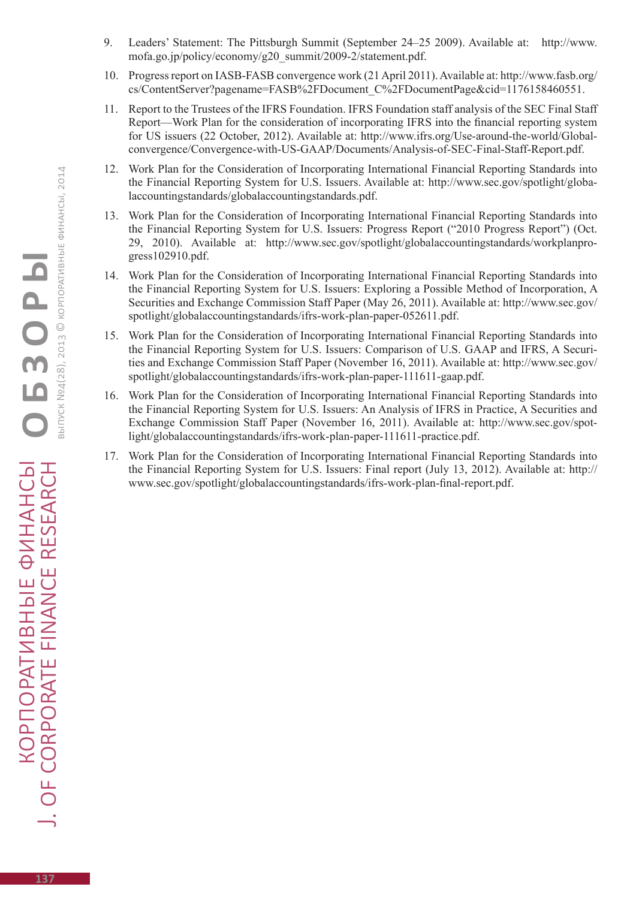9. Leaders' Statement: The Pittsburgh Summit (September 24–25 2009). Available at: http://www.mofa.go.jp/policy/economy/g20_summit/2009-2/statement.pdf.

10. Progress report on IASB-FASB convergence work (21 April 2011). Available at: http://www.fasb.org/cs/ContentServer?pagename=FASB%2FDocument_C%2FDocumentPage&cid=1176158460551.

11. Report to the Trustees of the IFRS Foundation. IFRS Foundation staff analysis of the SEC Final Staff Report—Work Plan for the consideration of incorporating IFRS into the financial reporting system for US issuers (22 October, 2012). Available at: http://www.ifrs.org/Use-around-the-world/Global-convergence/Convergence-with-US-GAAP/Documents/Analysis-of-SEC-Final-Staff-Report.pdf.

12. Work Plan for the Consideration of Incorporating International Financial Reporting Standards into the Financial Reporting System for U.S. Issuers. Available at: http://www.sec.gov/spotlight/globalaccountingstandards/globalaccountingstandards.pdf.

13. Work Plan for the Consideration of Incorporating International Financial Reporting Standards into the Financial Reporting System for U.S. Issuers: Progress Report ("2010 Progress Report") (Oct. 29, 2010). Available at: http://www.sec.gov/spotlight/globalaccountingstandards/workplanprogress102910.pdf.

14. Work Plan for the Consideration of Incorporating International Financial Reporting Standards into the Financial Reporting System for U.S. Issuers: Exploring a Possible Method of Incorporation, A Securities and Exchange Commission Staff Paper (May 26, 2011). Available at: http://www.sec.gov/spotlight/globalaccountingstandards/ifrs-work-plan-paper-052611.pdf.

15. Work Plan for the Consideration of Incorporating International Financial Reporting Standards into the Financial Reporting System for U.S. Issuers: Comparison of U.S. GAAP and IFRS, A Securities and Exchange Commission Staff Paper (November 16, 2011). Available at: http://www.sec.gov/spotlight/globalaccountingstandards/ifrs-work-plan-paper-111611-gaap.pdf.

16. Work Plan for the Consideration of Incorporating International Financial Reporting Standards into the Financial Reporting System for U.S. Issuers: An Analysis of IFRS in Practice, A Securities and Exchange Commission Staff Paper (November 16, 2011). Available at: http://www.sec.gov/spotlight/globalaccountingstandards/ifrs-work-plan-paper-111611-practice.pdf.

17. Work Plan for the Consideration of Incorporating International Financial Reporting Standards into the Financial Reporting System for U.S. Issuers: Final report (July 13, 2012). Available at: http://www.sec.gov/spotlight/globalaccountingstandards/ifrs-work-plan-final-report.pdf.